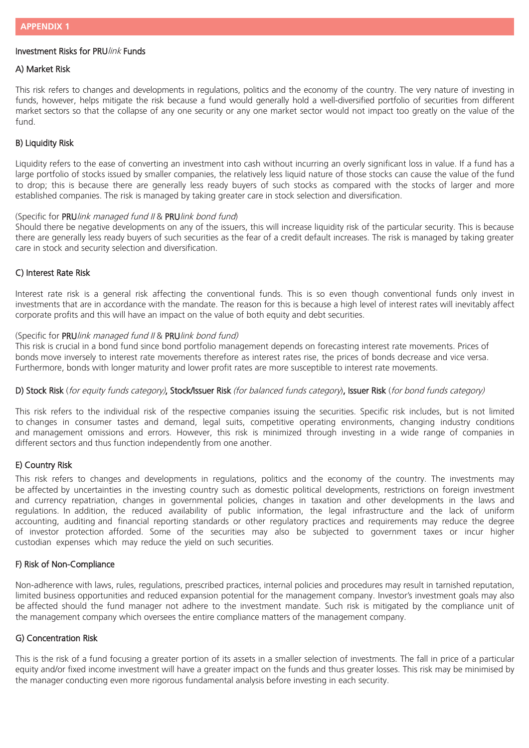# APPENDIX 1

## Investment Risks for PRU*link* Funds

### A) Market Risk

This risk refers to changes and developments in regulations, politics and the economy of the country. The very nature of investing in funds, however, helps mitigate the risk because a fund would generally hold a well-diversified portfolio of securities from different market sectors so that the collapse of any one security or any one market sector would not impact too greatly on the value of the fund.

### B) Liquidity Risk

Liquidity refers to the ease of converting an investment into cash without incurring an overly significant loss in value. If a fund has a large portfolio of stocks issued by smaller companies, the relatively less liquid nature of those stocks can cause the value of the fund to drop; this is because there are generally less ready buyers of such stocks as compared with the stocks of larger and more established companies. The risk is managed by taking greater care in stock selection and diversification.

(Specific for PRU*link managed fund II* & PRU*link bond fund*)
Should there be negative developments on any of the issuers, this will increase liquidity risk of the particular security. This is because there are generally less ready buyers of such securities as the fear of a credit default increases. The risk is managed by taking greater care in stock and security selection and diversification.

### C) Interest Rate Risk

Interest rate risk is a general risk affecting the conventional funds. This is so even though conventional funds only invest in investments that are in accordance with the mandate. The reason for this is because a high level of interest rates will inevitably affect corporate profits and this will have an impact on the value of both equity and debt securities.

(Specific for PRU*link managed fund II* & PRU*link bond fund)*
This risk is crucial in a bond fund since bond portfolio management depends on forecasting interest rate movements. Prices of bonds move inversely to interest rate movements therefore as interest rates rise, the prices of bonds decrease and vice versa. Furthermore, bonds with longer maturity and lower profit rates are more susceptible to interest rate movements.

### D) Stock Risk (*for equity funds category)*, Stock/Issuer Risk *(for balanced funds category)*, Issuer Risk (*for bond funds category)*

This risk refers to the individual risk of the respective companies issuing the securities. Specific risk includes, but is not limited to changes in consumer tastes and demand, legal suits, competitive operating environments, changing industry conditions and management omissions and errors. However, this risk is minimized through investing in a wide range of companies in different sectors and thus function independently from one another.

### E) Country Risk

This risk refers to changes and developments in regulations, politics and the economy of the country. The investments may be affected by uncertainties in the investing country such as domestic political developments, restrictions on foreign investment and currency repatriation, changes in governmental policies, changes in taxation and other developments in the laws and regulations. In addition, the reduced availability of public information, the legal infrastructure and the lack of uniform accounting, auditing and financial reporting standards or other regulatory practices and requirements may reduce the degree of investor protection afforded. Some of the securities may also be subjected to government taxes or incur higher custodian expenses which may reduce the yield on such securities.

### F) Risk of Non-Compliance

Non-adherence with laws, rules, regulations, prescribed practices, internal policies and procedures may result in tarnished reputation, limited business opportunities and reduced expansion potential for the management company. Investor's investment goals may also be affected should the fund manager not adhere to the investment mandate. Such risk is mitigated by the compliance unit of the management company which oversees the entire compliance matters of the management company.

### G) Concentration Risk

This is the risk of a fund focusing a greater portion of its assets in a smaller selection of investments. The fall in price of a particular equity and/or fixed income investment will have a greater impact on the funds and thus greater losses. This risk may be minimised by the manager conducting even more rigorous fundamental analysis before investing in each security.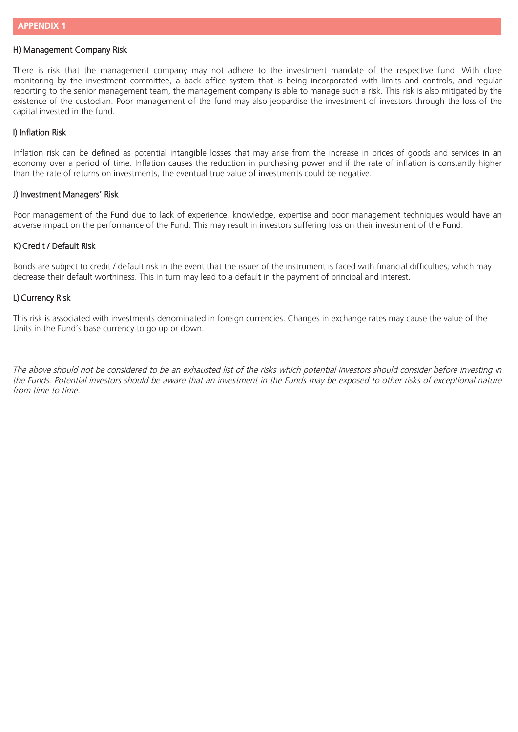## APPENDIX 1

### H) Management Company Risk

There is risk that the management company may not adhere to the investment mandate of the respective fund. With close monitoring by the investment committee, a back office system that is being incorporated with limits and controls, and regular reporting to the senior management team, the management company is able to manage such a risk. This risk is also mitigated by the existence of the custodian. Poor management of the fund may also jeopardise the investment of investors through the loss of the capital invested in the fund.

### I) Inflation Risk

Inflation risk can be defined as potential intangible losses that may arise from the increase in prices of goods and services in an economy over a period of time. Inflation causes the reduction in purchasing power and if the rate of inflation is constantly higher than the rate of returns on investments, the eventual true value of investments could be negative.

### J) Investment Managers' Risk

Poor management of the Fund due to lack of experience, knowledge, expertise and poor management techniques would have an adverse impact on the performance of the Fund. This may result in investors suffering loss on their investment of the Fund.

### K) Credit / Default Risk

Bonds are subject to credit / default risk in the event that the issuer of the instrument is faced with financial difficulties, which may decrease their default worthiness. This in turn may lead to a default in the payment of principal and interest.

### L) Currency Risk

This risk is associated with investments denominated in foreign currencies. Changes in exchange rates may cause the value of the Units in the Fund's base currency to go up or down.

*The above should not be considered to be an exhausted list of the risks which potential investors should consider before investing in the Funds. Potential investors should be aware that an investment in the Funds may be exposed to other risks of exceptional nature from time to time.*